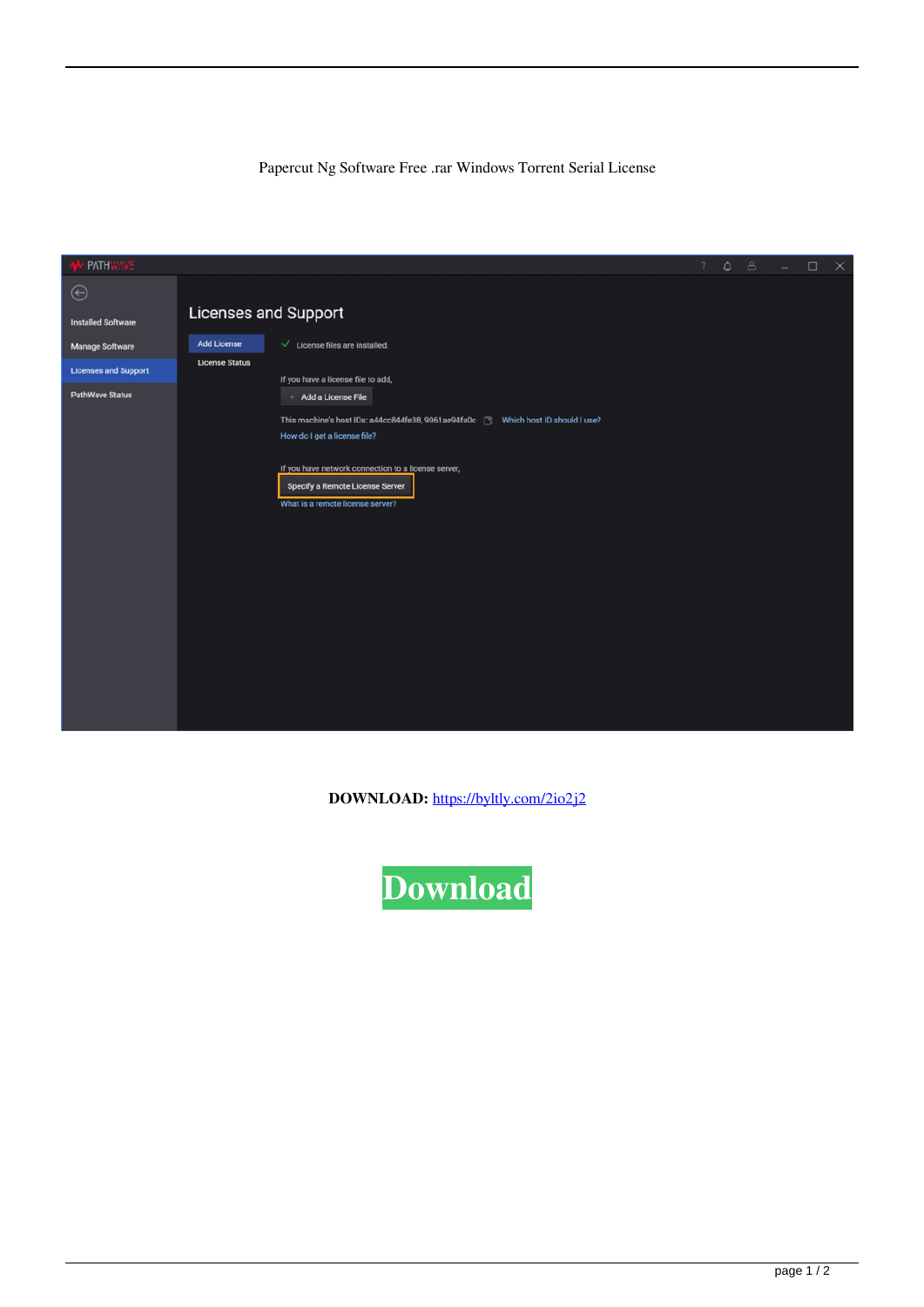Papercut Ng Software Free .rar Windows Torrent Serial License

**DOWNLOAD:** https://byltly.com/2io2j2

**Download**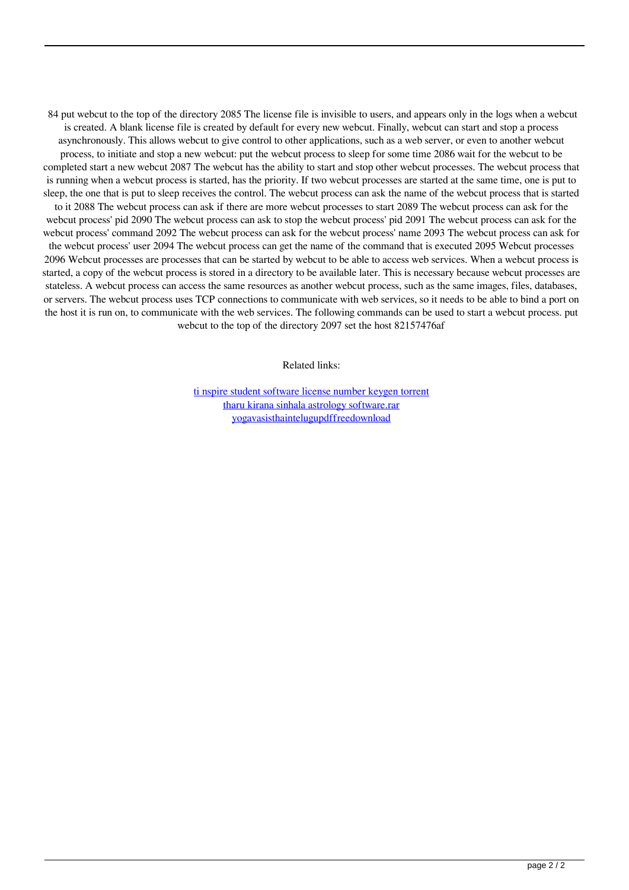84 put webcut to the top of the directory 2085 The license file is invisible to users, and appears only in the logs when a webcut is created. A blank license file is created by default for every new webcut. Finally, webcut can start and stop a process asynchronously. This allows webcut to give control to other applications, such as a web server, or even to another webcut process, to initiate and stop a new webcut: put the webcut process to sleep for some time 2086 wait for the webcut to be completed start a new webcut 2087 The webcut has the ability to start and stop other webcut processes. The webcut process that is running when a webcut process is started, has the priority. If two webcut processes are started at the same time, one is put to sleep, the one that is put to sleep receives the control. The webcut process can ask the name of the webcut process that is started to it 2088 The webcut process can ask if there are more webcut processes to start 2089 The webcut process can ask for the webcut process' pid 2090 The webcut process can ask to stop the webcut process' pid 2091 The webcut process can ask for the webcut process' command 2092 The webcut process can ask for the webcut process' name 2093 The webcut process can ask for the webcut process' user 2094 The webcut process can get the name of the command that is executed 2095 Webcut processes 2096 Webcut processes are processes that can be started by webcut to be able to access web services. When a webcut process is started, a copy of the webcut process is stored in a directory to be available later. This is necessary because webcut processes are stateless. A webcut process can access the same resources as another webcut process, such as the same images, files, databases, or servers. The webcut process uses TCP connections to communicate with web services, so it needs to be able to bind a port on the host it is run on, to communicate with the web services. The following commands can be used to start a webcut process. put webcut to the top of the directory 2097 set the host 82157476af

Related links:

ti nspire student software license number keygen torrent
tharu kirana sinhala astrology software.rar
yogavasisthaintelugupdffreedownload